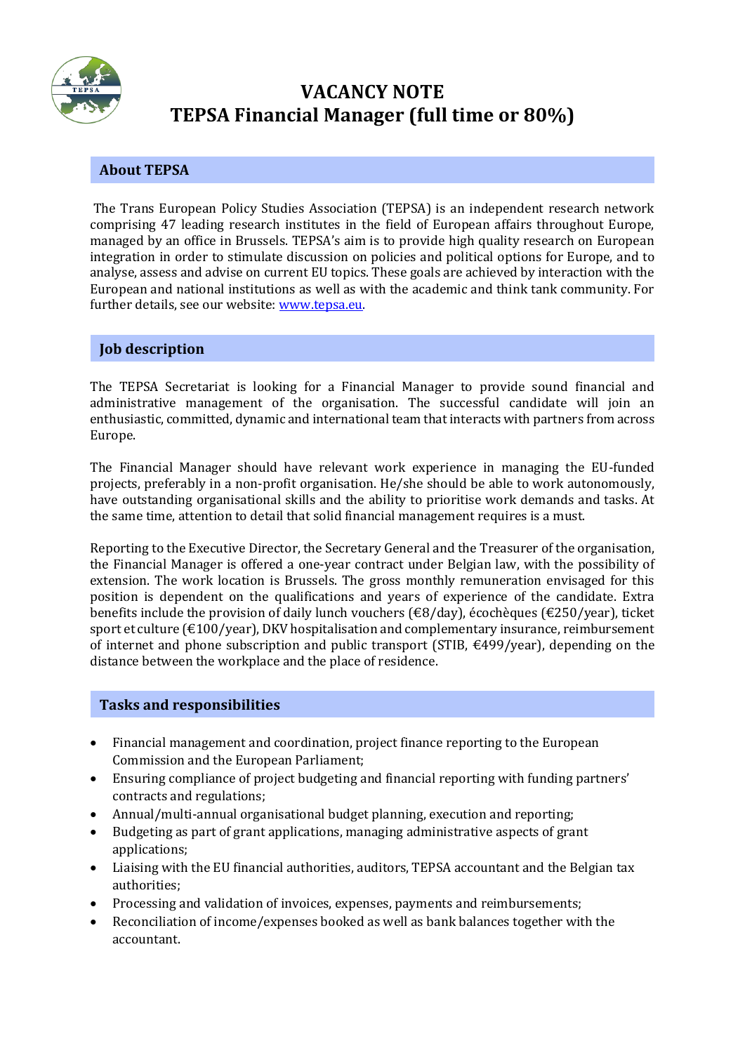# VACANCY NOTE
# TEPSA Financial Manager (full time or 80%)

## About TEPSA

The Trans European Policy Studies Association (TEPSA) is an independent research network comprising 47 leading research institutes in the field of European affairs throughout Europe, managed by an office in Brussels. TEPSA's aim is to provide high quality research on European integration in order to stimulate discussion on policies and political options for Europe, and to analyse, assess and advise on current EU topics. These goals are achieved by interaction with the European and national institutions as well as with the academic and think tank community. For further details, see our website: [www.tepsa.eu](http://www.tepsa.eu).

## Job description

The TEPSA Secretariat is looking for a Financial Manager to provide sound financial and administrative management of the organisation. The successful candidate will join an enthusiastic, committed, dynamic and international team that interacts with partners from across Europe.

The Financial Manager should have relevant work experience in managing the EU-funded projects, preferably in a non-profit organisation. He/she should be able to work autonomously, have outstanding organisational skills and the ability to prioritise work demands and tasks. At the same time, attention to detail that solid financial management requires is a must.

Reporting to the Executive Director, the Secretary General and the Treasurer of the organisation, the Financial Manager is offered a one-year contract under Belgian law, with the possibility of extension. The work location is Brussels. The gross monthly remuneration envisaged for this position is dependent on the qualifications and years of experience of the candidate. Extra benefits include the provision of daily lunch vouchers (€8/day), écochèques (€250/year), ticket sport et culture (€100/year), DKV hospitalisation and complementary insurance, reimbursement of internet and phone subscription and public transport (STIB, €499/year), depending on the distance between the workplace and the place of residence.

## Tasks and responsibilities

- Financial management and coordination, project finance reporting to the European Commission and the European Parliament;
- Ensuring compliance of project budgeting and financial reporting with funding partners' contracts and regulations;
- Annual/multi-annual organisational budget planning, execution and reporting;
- Budgeting as part of grant applications, managing administrative aspects of grant applications;
- Liaising with the EU financial authorities, auditors, TEPSA accountant and the Belgian tax authorities;
- Processing and validation of invoices, expenses, payments and reimbursements;
- Reconciliation of income/expenses booked as well as bank balances together with the accountant.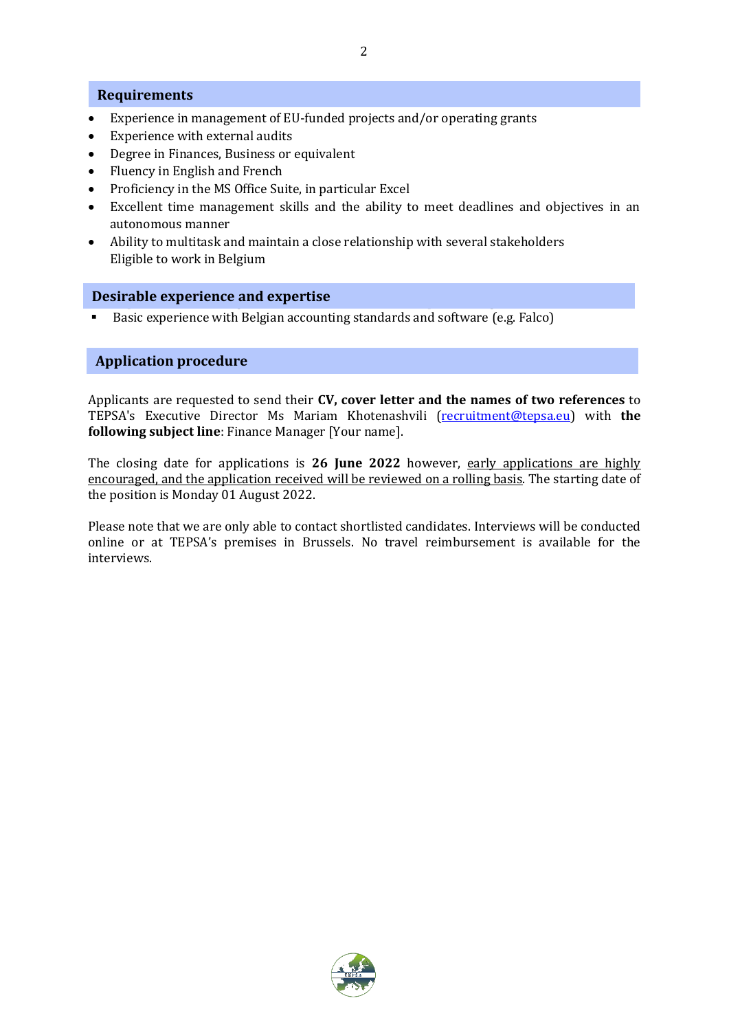## Requirements

- Experience in management of EU-funded projects and/or operating grants
- Experience with external audits
- Degree in Finances, Business or equivalent
- Fluency in English and French
- Proficiency in the MS Office Suite, in particular Excel
- Excellent time management skills and the ability to meet deadlines and objectives in an autonomous manner
- Ability to multitask and maintain a close relationship with several stakeholders
  Eligible to work in Belgium

## Desirable experience and expertise

- Basic experience with Belgian accounting standards and software (e.g. Falco)

## Application procedure

Applicants are requested to send their **CV, cover letter and the names of two references** to TEPSA's Executive Director Ms Mariam Khotenashvili (recruitment@tepsa.eu) with **the following subject line**: Finance Manager [Your name].

The closing date for applications is **26 June 2022** however, early applications are highly encouraged, and the application received will be reviewed on a rolling basis. The starting date of the position is Monday 01 August 2022.

Please note that we are only able to contact shortlisted candidates. Interviews will be conducted online or at TEPSA's premises in Brussels. No travel reimbursement is available for the interviews.